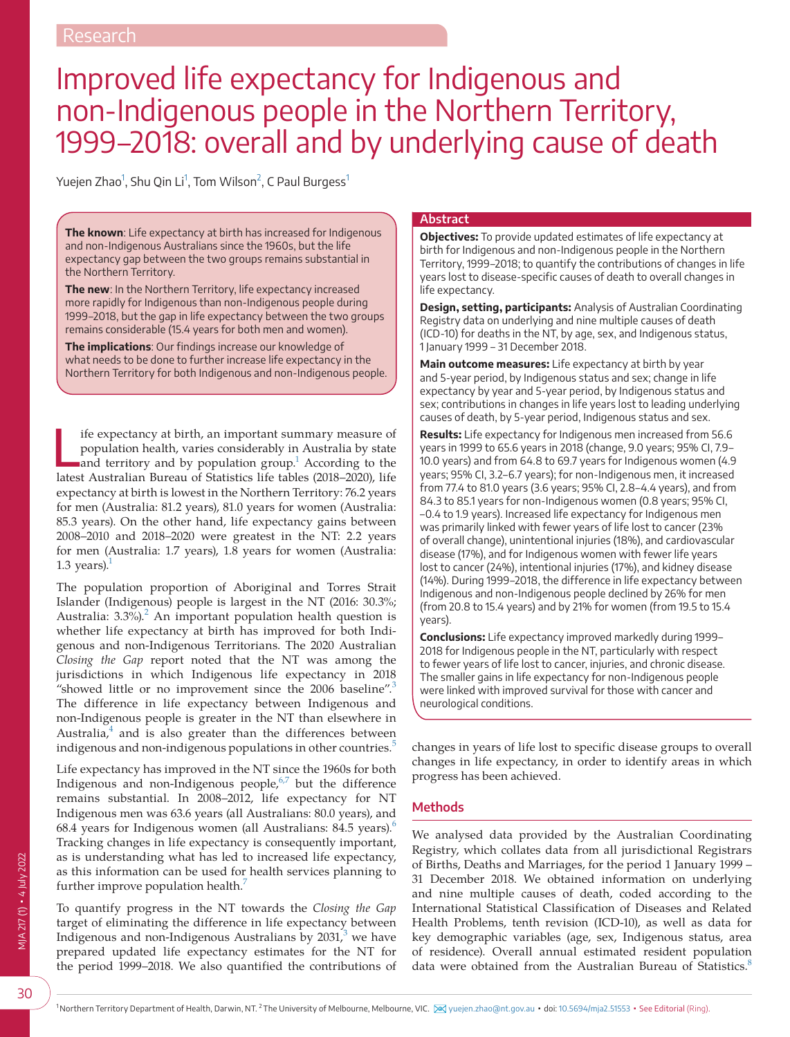Research

# Improved life expectancy for Indigenous and non-Indigenous people in the Northern Territory, 1999–2018: overall and by underlying cause of death

Yuejen Zhao[1], Shu Qin Li[1], Tom Wilson[2], C Paul Burgess[1]

**The known**: Life expectancy at birth has increased for Indigenous and non-Indigenous Australians since the 1960s, but the life expectancy gap between the two groups remains substantial in the Northern Territory.

**The new**: In the Northern Territory, life expectancy increased more rapidly for Indigenous than non-Indigenous people during 1999–2018, but the gap in life expectancy between the two groups remains considerable (15.4 years for both men and women).

**The implications**: Our findings increase our knowledge of what needs to be done to further increase life expectancy in the Northern Territory for both Indigenous and non-Indigenous people.

## Abstract

**Objectives:** To provide updated estimates of life expectancy at birth for Indigenous and non-Indigenous people in the Northern Territory, 1999–2018; to quantify the contributions of changes in life years lost to disease-specific causes of death to overall changes in life expectancy.

**Design, setting, participants:** Analysis of Australian Coordinating Registry data on underlying and nine multiple causes of death (ICD-10) for deaths in the NT, by age, sex, and Indigenous status, 1 January 1999 – 31 December 2018.

**Main outcome measures:** Life expectancy at birth by year and 5-year period, by Indigenous status and sex; change in life expectancy by year and 5-year period, by Indigenous status and sex; contributions in changes in life years lost to leading underlying causes of death, by 5-year period, Indigenous status and sex.

**Results:** Life expectancy for Indigenous men increased from 56.6 years in 1999 to 65.6 years in 2018 (change, 9.0 years; 95% CI, 7.9–10.0 years) and from 64.8 to 69.7 years for Indigenous women (4.9 years; 95% CI, 3.2–6.7 years); for non-Indigenous men, it increased from 77.4 to 81.0 years (3.6 years; 95% CI, 2.8–4.4 years), and from 84.3 to 85.1 years for non-Indigenous women (0.8 years; 95% CI, −0.4 to 1.9 years). Increased life expectancy for Indigenous men was primarily linked with fewer years of life lost to cancer (23% of overall change), unintentional injuries (18%), and cardiovascular disease (17%), and for Indigenous women with fewer life years lost to cancer (24%), intentional injuries (17%), and kidney disease (14%). During 1999–2018, the difference in life expectancy between Indigenous and non-Indigenous people declined by 26% for men (from 20.8 to 15.4 years) and by 21% for women (from 19.5 to 15.4 years).

**Conclusions:** Life expectancy improved markedly during 1999–2018 for Indigenous people in the NT, particularly with respect to fewer years of life lost to cancer, injuries, and chronic disease. The smaller gains in life expectancy for non-Indigenous people were linked with improved survival for those with cancer and neurological conditions.

Life expectancy at birth, an important summary measure of population health, varies considerably in Australia by state and territory and by population group.[1] According to the latest Australian Bureau of Statistics life tables (2018–2020), life expectancy at birth is lowest in the Northern Territory: 76.2 years for men (Australia: 81.2 years), 81.0 years for women (Australia: 85.3 years). On the other hand, life expectancy gains between 2008–2010 and 2018–2020 were greatest in the NT: 2.2 years for men (Australia: 1.7 years), 1.8 years for women (Australia: 1.3 years).[1]

The population proportion of Aboriginal and Torres Strait Islander (Indigenous) people is largest in the NT (2016: 30.3%; Australia: 3.3%).[2] An important population health question is whether life expectancy at birth has improved for both Indigenous and non-Indigenous Territorians. The 2020 Australian *Closing the Gap* report noted that the NT was among the jurisdictions in which Indigenous life expectancy in 2018 "showed little or no improvement since the 2006 baseline".[3] The difference in life expectancy between Indigenous and non-Indigenous people is greater in the NT than elsewhere in Australia,[4] and is also greater than the differences between indigenous and non-indigenous populations in other countries.[5]

Life expectancy has improved in the NT since the 1960s for both Indigenous and non-Indigenous people,[6,7] but the difference remains substantial. In 2008–2012, life expectancy for NT Indigenous men was 63.6 years (all Australians: 80.0 years), and 68.4 years for Indigenous women (all Australians: 84.5 years).[6] Tracking changes in life expectancy is consequently important, as is understanding what has led to increased life expectancy, as this information can be used for health services planning to further improve population health.[7]

To quantify progress in the NT towards the *Closing the Gap* target of eliminating the difference in life expectancy between Indigenous and non-Indigenous Australians by 2031,[3] we have prepared updated life expectancy estimates for the NT for the period 1999–2018. We also quantified the contributions of changes in years of life lost to specific disease groups to overall changes in life expectancy, in order to identify areas in which progress has been achieved.

## Methods

We analysed data provided by the Australian Coordinating Registry, which collates data from all jurisdictional Registrars of Births, Deaths and Marriages, for the period 1 January 1999 – 31 December 2018. We obtained information on underlying and nine multiple causes of death, coded according to the International Statistical Classification of Diseases and Related Health Problems, tenth revision (ICD-10), as well as data for key demographic variables (age, sex, Indigenous status, area of residence). Overall annual estimated resident population data were obtained from the Australian Bureau of Statistics.[8]

[1] Northern Territory Department of Health, Darwin, NT. [2] The University of Melbourne, Melbourne, VIC. yuejen.zhao@nt.gov.au • doi: 10.5694/mja2.51553 • See Editorial (Ring).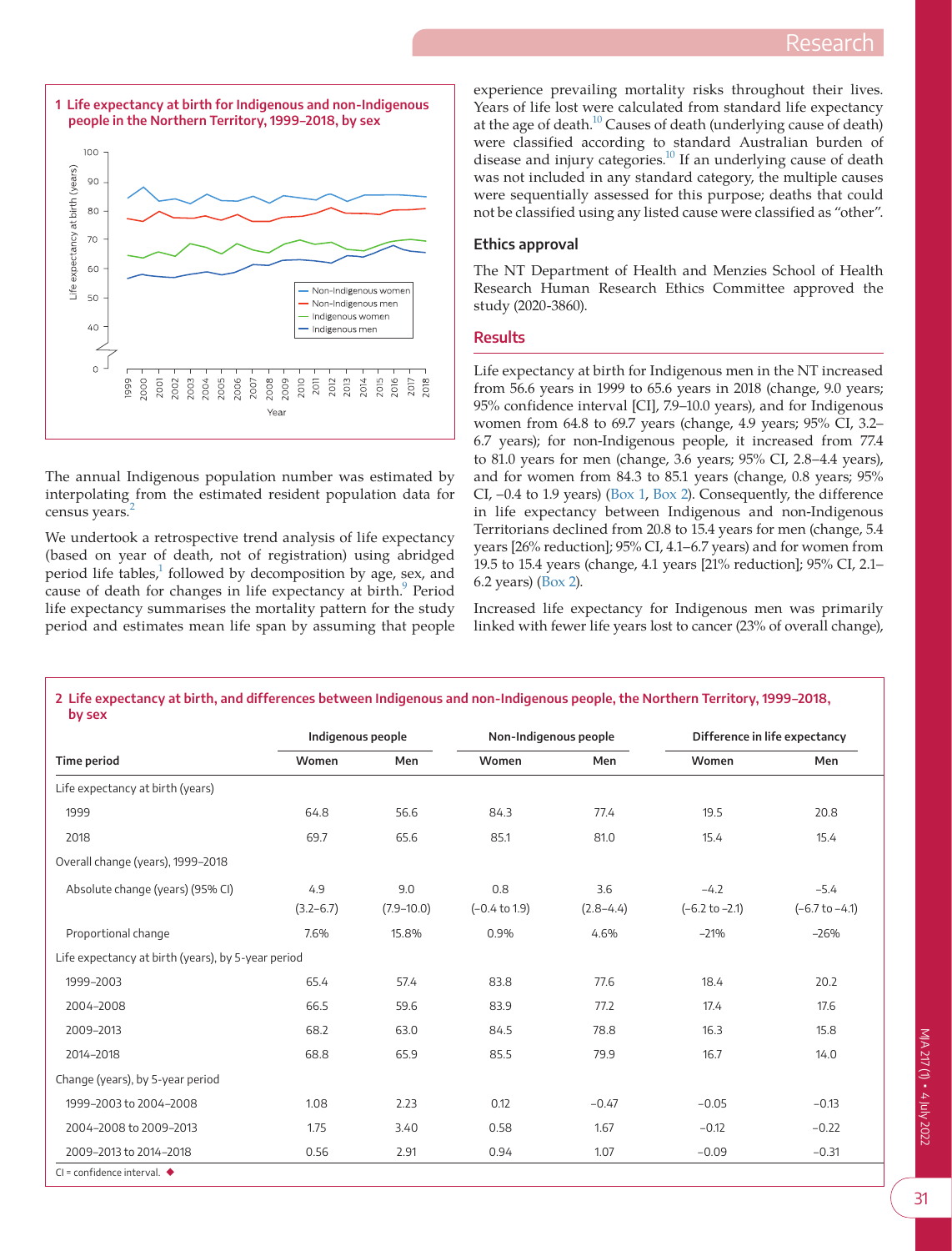**1 Life expectancy at birth for Indigenous and non-Indigenous people in the Northern Territory, 1999–2018, by sex**

The annual Indigenous population number was estimated by interpolating from the estimated resident population data for census years.[2]

We undertook a retrospective trend analysis of life expectancy (based on year of death, not of registration) using abridged period life tables,[1] followed by decomposition by age, sex, and cause of death for changes in life expectancy at birth.[9] Period life expectancy summarises the mortality pattern for the study period and estimates mean life span by assuming that people experience prevailing mortality risks throughout their lives. Years of life lost were calculated from standard life expectancy at the age of death.[10] Causes of death (underlying cause of death) were classified according to standard Australian burden of disease and injury categories.[10] If an underlying cause of death was not included in any standard category, the multiple causes were sequentially assessed for this purpose; deaths that could not be classified using any listed cause were classified as "other".

### Ethics approval

The NT Department of Health and Menzies School of Health Research Human Research Ethics Committee approved the study (2020-3860).

## Results

Life expectancy at birth for Indigenous men in the NT increased from 56.6 years in 1999 to 65.6 years in 2018 (change, 9.0 years; 95% confidence interval [CI], 7.9–10.0 years), and for Indigenous women from 64.8 to 69.7 years (change, 4.9 years; 95% CI, 3.2–6.7 years); for non-Indigenous people, it increased from 77.4 to 81.0 years for men (change, 3.6 years; 95% CI, 2.8–4.4 years), and for women from 84.3 to 85.1 years (change, 0.8 years; 95% CI, –0.4 to 1.9 years) (Box 1, Box 2). Consequently, the difference in life expectancy between Indigenous and non-Indigenous Territorians declined from 20.8 to 15.4 years for men (change, 5.4 years [26% reduction]; 95% CI, 4.1–6.7 years) and for women from 19.5 to 15.4 years (change, 4.1 years [21% reduction]; 95% CI, 2.1–6.2 years) (Box 2).

Increased life expectancy for Indigenous men was primarily linked with fewer life years lost to cancer (23% of overall change),

**2 Life expectancy at birth, and differences between Indigenous and non-Indigenous people, the Northern Territory, 1999–2018, by sex**

| | Indigenous people | | Non-Indigenous people | | Difference in life expectancy | |
|---|---|---|---|---|---|---|
| Time period | Women | Men | Women | Men | Women | Men |
| Life expectancy at birth (years) | | | | | | |
| 1999 | 64.8 | 56.6 | 84.3 | 77.4 | 19.5 | 20.8 |
| 2018 | 69.7 | 65.6 | 85.1 | 81.0 | 15.4 | 15.4 |
| Overall change (years), 1999–2018 | | | | | | |
| Absolute change (years) (95% CI) | 4.9 (3.2–6.7) | 9.0 (7.9–10.0) | 0.8 (–0.4 to 1.9) | 3.6 (2.8–4.4) | –4.2 (–6.2 to –2.1) | –5.4 (–6.7 to –4.1) |
| Proportional change | 7.6% | 15.8% | 0.9% | 4.6% | –21% | –26% |
| Life expectancy at birth (years), by 5-year period | | | | | | |
| 1999–2003 | 65.4 | 57.4 | 83.8 | 77.6 | 18.4 | 20.2 |
| 2004–2008 | 66.5 | 59.6 | 83.9 | 77.2 | 17.4 | 17.6 |
| 2009–2013 | 68.2 | 63.0 | 84.5 | 78.8 | 16.3 | 15.8 |
| 2014–2018 | 68.8 | 65.9 | 85.5 | 79.9 | 16.7 | 14.0 |
| Change (years), by 5-year period | | | | | | |
| 1999–2003 to 2004–2008 | 1.08 | 2.23 | 0.12 | –0.47 | –0.05 | –0.13 |
| 2004–2008 to 2009–2013 | 1.75 | 3.40 | 0.58 | 1.67 | –0.12 | –0.22 |
| 2009–2013 to 2014–2018 | 0.56 | 2.91 | 0.94 | 1.07 | –0.09 | –0.31 |

CI = confidence interval. ◆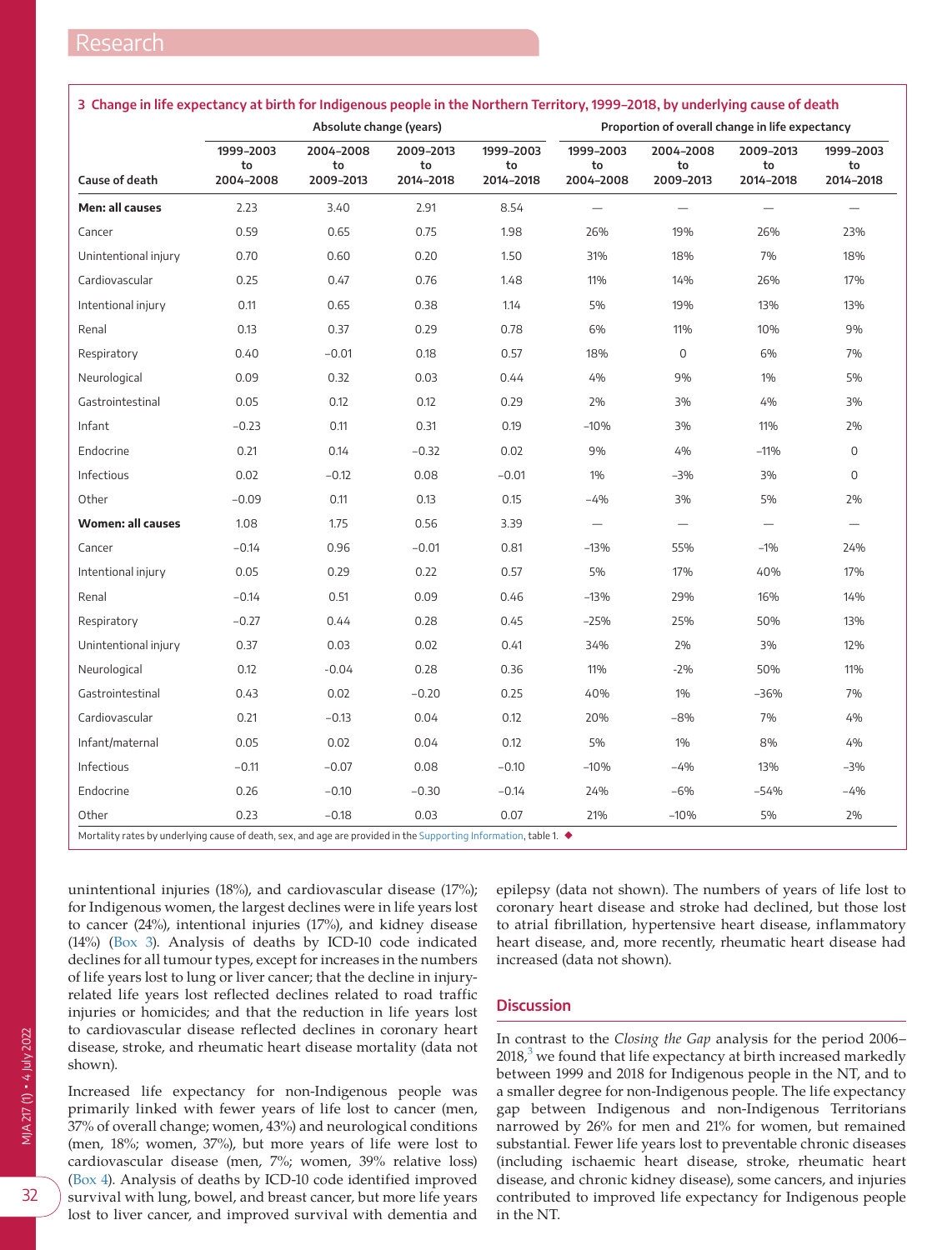**3 Change in life expectancy at birth for Indigenous people in the Northern Territory, 1999–2018, by underlying cause of death**

| | Absolute change (years) | | | | Proportion of overall change in life expectancy | | | |
|---|---|---|---|---|---|---|---|---|
| Cause of death | 1999–2003 to 2004–2008 | 2004–2008 to 2009–2013 | 2009–2013 to 2014–2018 | 1999–2003 to 2014–2018 | 1999–2003 to 2004–2008 | 2004–2008 to 2009–2013 | 2009–2013 to 2014–2018 | 1999–2003 to 2014–2018 |
| **Men: all causes** | 2.23 | 3.40 | 2.91 | 8.54 | — | — | — | — |
| Cancer | 0.59 | 0.65 | 0.75 | 1.98 | 26% | 19% | 26% | 23% |
| Unintentional injury | 0.70 | 0.60 | 0.20 | 1.50 | 31% | 18% | 7% | 18% |
| Cardiovascular | 0.25 | 0.47 | 0.76 | 1.48 | 11% | 14% | 26% | 17% |
| Intentional injury | 0.11 | 0.65 | 0.38 | 1.14 | 5% | 19% | 13% | 13% |
| Renal | 0.13 | 0.37 | 0.29 | 0.78 | 6% | 11% | 10% | 9% |
| Respiratory | 0.40 | −0.01 | 0.18 | 0.57 | 18% | 0 | 6% | 7% |
| Neurological | 0.09 | 0.32 | 0.03 | 0.44 | 4% | 9% | 1% | 5% |
| Gastrointestinal | 0.05 | 0.12 | 0.12 | 0.29 | 2% | 3% | 4% | 3% |
| Infant | −0.23 | 0.11 | 0.31 | 0.19 | −10% | 3% | 11% | 2% |
| Endocrine | 0.21 | 0.14 | −0.32 | 0.02 | 9% | 4% | −11% | 0 |
| Infectious | 0.02 | −0.12 | 0.08 | −0.01 | 1% | −3% | 3% | 0 |
| Other | −0.09 | 0.11 | 0.13 | 0.15 | −4% | 3% | 5% | 2% |
| **Women: all causes** | 1.08 | 1.75 | 0.56 | 3.39 | — | — | — | — |
| Cancer | −0.14 | 0.96 | −0.01 | 0.81 | −13% | 55% | −1% | 24% |
| Intentional injury | 0.05 | 0.29 | 0.22 | 0.57 | 5% | 17% | 40% | 17% |
| Renal | −0.14 | 0.51 | 0.09 | 0.46 | −13% | 29% | 16% | 14% |
| Respiratory | −0.27 | 0.44 | 0.28 | 0.45 | −25% | 25% | 50% | 13% |
| Unintentional injury | 0.37 | 0.03 | 0.02 | 0.41 | 34% | 2% | 3% | 12% |
| Neurological | 0.12 | -0.04 | 0.28 | 0.36 | 11% | -2% | 50% | 11% |
| Gastrointestinal | 0.43 | 0.02 | −0.20 | 0.25 | 40% | 1% | −36% | 7% |
| Cardiovascular | 0.21 | −0.13 | 0.04 | 0.12 | 20% | −8% | 7% | 4% |
| Infant/maternal | 0.05 | 0.02 | 0.04 | 0.12 | 5% | 1% | 8% | 4% |
| Infectious | −0.11 | −0.07 | 0.08 | −0.10 | −10% | −4% | 13% | −3% |
| Endocrine | 0.26 | −0.10 | −0.30 | −0.14 | 24% | −6% | −54% | −4% |
| Other | 0.23 | −0.18 | 0.03 | 0.07 | 21% | −10% | 5% | 2% |

Mortality rates by underlying cause of death, sex, and age are provided in the Supporting Information, table 1. ◆

unintentional injuries (18%), and cardiovascular disease (17%); for Indigenous women, the largest declines were in life years lost to cancer (24%), intentional injuries (17%), and kidney disease (14%) (Box 3). Analysis of deaths by ICD-10 code indicated declines for all tumour types, except for increases in the numbers of life years lost to lung or liver cancer; that the decline in injury-related life years lost reflected declines related to road traffic injuries or homicides; and that the reduction in life years lost to cardiovascular disease reflected declines in coronary heart disease, stroke, and rheumatic heart disease mortality (data not shown).

Increased life expectancy for non-Indigenous people was primarily linked with fewer years of life lost to cancer (men, 37% of overall change; women, 43%) and neurological conditions (men, 18%; women, 37%), but more years of life were lost to cardiovascular disease (men, 7%; women, 39% relative loss) (Box 4). Analysis of deaths by ICD-10 code identified improved survival with lung, bowel, and breast cancer, but more life years lost to liver cancer, and improved survival with dementia and epilepsy (data not shown). The numbers of years of life lost to coronary heart disease and stroke had declined, but those lost to atrial fibrillation, hypertensive heart disease, inflammatory heart disease, and, more recently, rheumatic heart disease had increased (data not shown).

## Discussion

In contrast to the *Closing the Gap* analysis for the period 2006–2018,[3] we found that life expectancy at birth increased markedly between 1999 and 2018 for Indigenous people in the NT, and to a smaller degree for non-Indigenous people. The life expectancy gap between Indigenous and non-Indigenous Territorians narrowed by 26% for men and 21% for women, but remained substantial. Fewer life years lost to preventable chronic diseases (including ischaemic heart disease, stroke, rheumatic heart disease, and chronic kidney disease), some cancers, and injuries contributed to improved life expectancy for Indigenous people in the NT.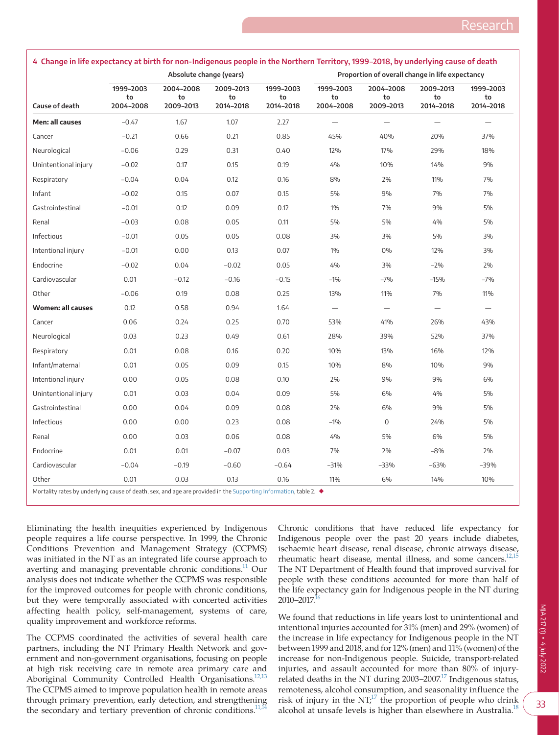**4 Change in life expectancy at birth for non-Indigenous people in the Northern Territory, 1999–2018, by underlying cause of death**

| | Absolute change (years) | | | | Proportion of overall change in life expectancy | | | |
|---|---|---|---|---|---|---|---|---|
| Cause of death | 1999–2003 to 2004–2008 | 2004–2008 to 2009–2013 | 2009–2013 to 2014–2018 | 1999–2003 to 2014–2018 | 1999–2003 to 2004–2008 | 2004–2008 to 2009–2013 | 2009–2013 to 2014–2018 | 1999–2003 to 2014–2018 |
| **Men: all causes** | −0.47 | 1.67 | 1.07 | 2.27 | — | — | — | — |
| Cancer | −0.21 | 0.66 | 0.21 | 0.85 | 45% | 40% | 20% | 37% |
| Neurological | −0.06 | 0.29 | 0.31 | 0.40 | 12% | 17% | 29% | 18% |
| Unintentional injury | −0.02 | 0.17 | 0.15 | 0.19 | 4% | 10% | 14% | 9% |
| Respiratory | −0.04 | 0.04 | 0.12 | 0.16 | 8% | 2% | 11% | 7% |
| Infant | −0.02 | 0.15 | 0.07 | 0.15 | 5% | 9% | 7% | 7% |
| Gastrointestinal | −0.01 | 0.12 | 0.09 | 0.12 | 1% | 7% | 9% | 5% |
| Renal | −0.03 | 0.08 | 0.05 | 0.11 | 5% | 5% | 4% | 5% |
| Infectious | −0.01 | 0.05 | 0.05 | 0.08 | 3% | 3% | 5% | 3% |
| Intentional injury | −0.01 | 0.00 | 0.13 | 0.07 | 1% | 0% | 12% | 3% |
| Endocrine | −0.02 | 0.04 | −0.02 | 0.05 | 4% | 3% | −2% | 2% |
| Cardiovascular | 0.01 | −0.12 | −0.16 | −0.15 | −1% | −7% | −15% | −7% |
| Other | −0.06 | 0.19 | 0.08 | 0.25 | 13% | 11% | 7% | 11% |
| **Women: all causes** | 0.12 | 0.58 | 0.94 | 1.64 | — | — | — | — |
| Cancer | 0.06 | 0.24 | 0.25 | 0.70 | 53% | 41% | 26% | 43% |
| Neurological | 0.03 | 0.23 | 0.49 | 0.61 | 28% | 39% | 52% | 37% |
| Respiratory | 0.01 | 0.08 | 0.16 | 0.20 | 10% | 13% | 16% | 12% |
| Infant/maternal | 0.01 | 0.05 | 0.09 | 0.15 | 10% | 8% | 10% | 9% |
| Intentional injury | 0.00 | 0.05 | 0.08 | 0.10 | 2% | 9% | 9% | 6% |
| Unintentional injury | 0.01 | 0.03 | 0.04 | 0.09 | 5% | 6% | 4% | 5% |
| Gastrointestinal | 0.00 | 0.04 | 0.09 | 0.08 | 2% | 6% | 9% | 5% |
| Infectious | 0.00 | 0.00 | 0.23 | 0.08 | −1% | 0 | 24% | 5% |
| Renal | 0.00 | 0.03 | 0.06 | 0.08 | 4% | 5% | 6% | 5% |
| Endocrine | 0.01 | 0.01 | −0.07 | 0.03 | 7% | 2% | −8% | 2% |
| Cardiovascular | −0.04 | −0.19 | −0.60 | −0.64 | −31% | −33% | −63% | −39% |
| Other | 0.01 | 0.03 | 0.13 | 0.16 | 11% | 6% | 14% | 10% |

Mortality rates by underlying cause of death, sex, and age are provided in the Supporting Information, table 2. ◆

Eliminating the health inequities experienced by Indigenous people requires a life course perspective. In 1999, the Chronic Conditions Prevention and Management Strategy (CCPMS) was initiated in the NT as an integrated life course approach to averting and managing preventable chronic conditions.[11] Our analysis does not indicate whether the CCPMS was responsible for the improved outcomes for people with chronic conditions, but they were temporally associated with concerted activities affecting health policy, self-management, systems of care, quality improvement and workforce reforms.

The CCPMS coordinated the activities of several health care partners, including the NT Primary Health Network and government and non-government organisations, focusing on people at high risk receiving care in remote area primary care and Aboriginal Community Controlled Health Organisations.[12,13] The CCPMS aimed to improve population health in remote areas through primary prevention, early detection, and strengthening the secondary and tertiary prevention of chronic conditions.[11,14]

Chronic conditions that have reduced life expectancy for Indigenous people over the past 20 years include diabetes, ischaemic heart disease, renal disease, chronic airways disease, rheumatic heart disease, mental illness, and some cancers.[12,15] The NT Department of Health found that improved survival for people with these conditions accounted for more than half of the life expectancy gain for Indigenous people in the NT during 2010–2017.[16]

We found that reductions in life years lost to unintentional and intentional injuries accounted for 31% (men) and 29% (women) of the increase in life expectancy for Indigenous people in the NT between 1999 and 2018, and for 12% (men) and 11% (women) of the increase for non-Indigenous people. Suicide, transport-related injuries, and assault accounted for more than 80% of injury-related deaths in the NT during 2003–2007.[17] Indigenous status, remoteness, alcohol consumption, and seasonality influence the risk of injury in the NT;[17] the proportion of people who drink alcohol at unsafe levels is higher than elsewhere in Australia.[18]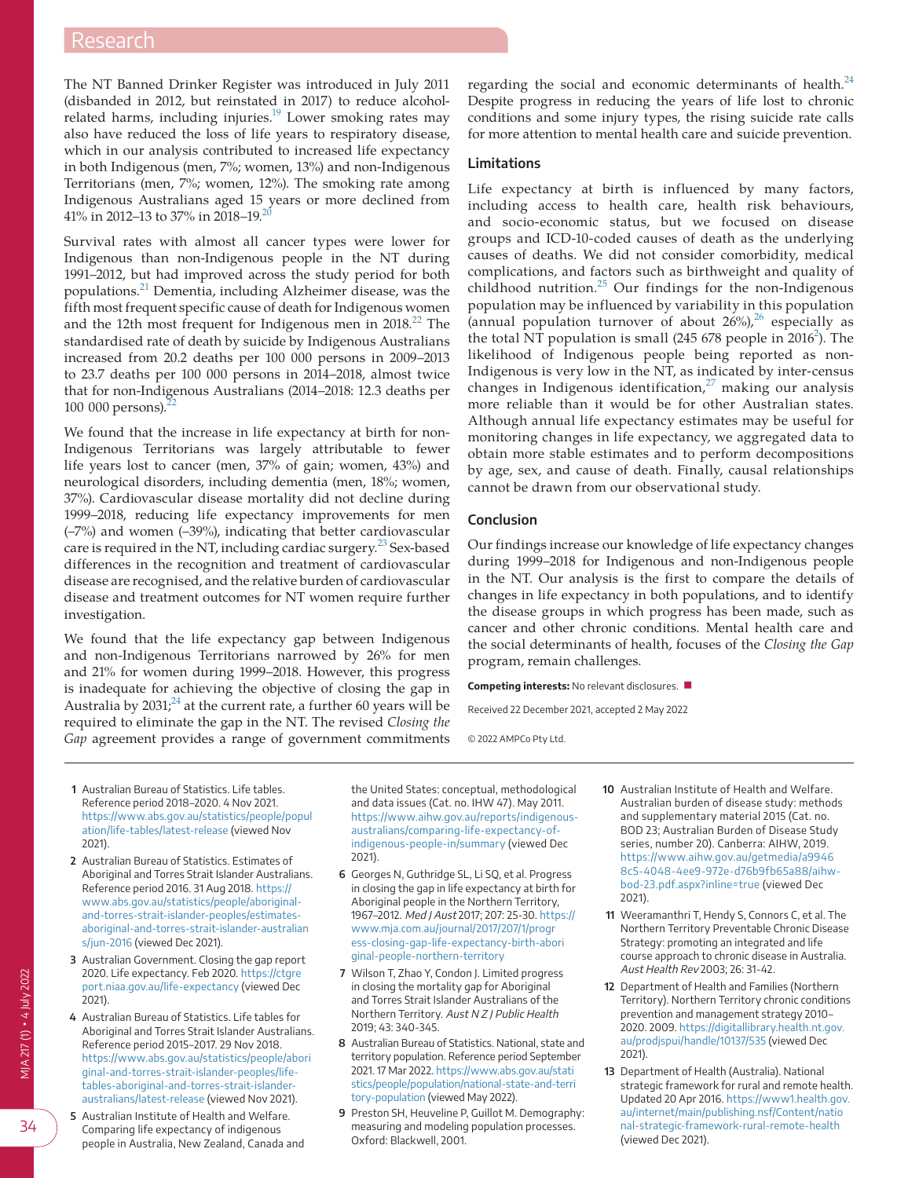The NT Banned Drinker Register was introduced in July 2011 (disbanded in 2012, but reinstated in 2017) to reduce alcohol-related harms, including injuries.[19] Lower smoking rates may also have reduced the loss of life years to respiratory disease, which in our analysis contributed to increased life expectancy in both Indigenous (men, 7%; women, 13%) and non-Indigenous Territorians (men, 7%; women, 12%). The smoking rate among Indigenous Australians aged 15 years or more declined from 41% in 2012–13 to 37% in 2018–19.[20]

Survival rates with almost all cancer types were lower for Indigenous than non-Indigenous people in the NT during 1991–2012, but had improved across the study period for both populations.[21] Dementia, including Alzheimer disease, was the fifth most frequent specific cause of death for Indigenous women and the 12th most frequent for Indigenous men in 2018.[22] The standardised rate of death by suicide by Indigenous Australians increased from 20.2 deaths per 100 000 persons in 2009–2013 to 23.7 deaths per 100 000 persons in 2014–2018, almost twice that for non-Indigenous Australians (2014–2018: 12.3 deaths per 100 000 persons).[22]

We found that the increase in life expectancy at birth for non-Indigenous Territorians was largely attributable to fewer life years lost to cancer (men, 37% of gain; women, 43%) and neurological disorders, including dementia (men, 18%; women, 37%). Cardiovascular disease mortality did not decline during 1999–2018, reducing life expectancy improvements for men (–7%) and women (–39%), indicating that better cardiovascular care is required in the NT, including cardiac surgery.[23] Sex-based differences in the recognition and treatment of cardiovascular disease are recognised, and the relative burden of cardiovascular disease and treatment outcomes for NT women require further investigation.

We found that the life expectancy gap between Indigenous and non-Indigenous Territorians narrowed by 26% for men and 21% for women during 1999–2018. However, this progress is inadequate for achieving the objective of closing the gap in Australia by 2031;[24] at the current rate, a further 60 years will be required to eliminate the gap in the NT. The revised *Closing the Gap* agreement provides a range of government commitments regarding the social and economic determinants of health.[24] Despite progress in reducing the years of life lost to chronic conditions and some injury types, the rising suicide rate calls for more attention to mental health care and suicide prevention.

### Limitations

Life expectancy at birth is influenced by many factors, including access to health care, health risk behaviours, and socio-economic status, but we focused on disease groups and ICD-10-coded causes of death as the underlying causes of deaths. We did not consider comorbidity, medical complications, and factors such as birthweight and quality of childhood nutrition.[25] Our findings for the non-Indigenous population may be influenced by variability in this population (annual population turnover of about 26%),[26] especially as the total NT population is small (245 678 people in 2016[2]). The likelihood of Indigenous people being reported as non-Indigenous is very low in the NT, as indicated by inter-census changes in Indigenous identification,[27] making our analysis more reliable than it would be for other Australian states. Although annual life expectancy estimates may be useful for monitoring changes in life expectancy, we aggregated data to obtain more stable estimates and to perform decompositions by age, sex, and cause of death. Finally, causal relationships cannot be drawn from our observational study.

### Conclusion

Our findings increase our knowledge of life expectancy changes during 1999–2018 for Indigenous and non-Indigenous people in the NT. Our analysis is the first to compare the details of changes in life expectancy in both populations, and to identify the disease groups in which progress has been made, such as cancer and other chronic conditions. Mental health care and the social determinants of health, focuses of the *Closing the Gap* program, remain challenges.

**Competing interests:** No relevant disclosures. ■

Received 22 December 2021, accepted 2 May 2022

© 2022 AMPCo Pty Ltd.

1 Australian Bureau of Statistics. Life tables. Reference period 2018–2020. 4 Nov 2021. https://www.abs.gov.au/statistics/people/population/life-tables/latest-release (viewed Nov 2021).

2 Australian Bureau of Statistics. Estimates of Aboriginal and Torres Strait Islander Australians. Reference period 2016. 31 Aug 2018. https://www.abs.gov.au/statistics/people/aboriginal-and-torres-strait-islander-peoples/estimates-aboriginal-and-torres-strait-islander-australians/jun-2016 (viewed Dec 2021).

3 Australian Government. Closing the gap report 2020. Life expectancy. Feb 2020. https://ctgreport.niaa.gov.au/life-expectancy (viewed Dec 2021).

4 Australian Bureau of Statistics. Life tables for Aboriginal and Torres Strait Islander Australians. Reference period 2015–2017. 29 Nov 2018. https://www.abs.gov.au/statistics/people/aboriginal-and-torres-strait-islander-peoples/life-tables-aboriginal-and-torres-strait-islander-australians/latest-release (viewed Nov 2021).

5 Australian Institute of Health and Welfare. Comparing life expectancy of indigenous people in Australia, New Zealand, Canada and the United States: conceptual, methodological and data issues (Cat. no. IHW 47). May 2011. https://www.aihw.gov.au/reports/indigenous-australians/comparing-life-expectancy-of-indigenous-people-in/summary (viewed Dec 2021).

6 Georges N, Guthridge SL, Li SQ, et al. Progress in closing the gap in life expectancy at birth for Aboriginal people in the Northern Territory, 1967–2012. *Med J Aust* 2017; 207: 25-30. https://www.mja.com.au/journal/2017/207/1/progress-closing-gap-life-expectancy-birth-aboriginal-people-northern-territory

7 Wilson T, Zhao Y, Condon J. Limited progress in closing the mortality gap for Aboriginal and Torres Strait Islander Australians of the Northern Territory. *Aust N Z J Public Health* 2019; 43: 340-345.

8 Australian Bureau of Statistics. National, state and territory population. Reference period September 2021. 17 Mar 2022. https://www.abs.gov.au/statistics/people/population/national-state-and-territory-population (viewed May 2022).

9 Preston SH, Heuveline P, Guillot M. Demography: measuring and modeling population processes. Oxford: Blackwell, 2001.

10 Australian Institute of Health and Welfare. Australian burden of disease study: methods and supplementary material 2015 (Cat. no. BOD 23; Australian Burden of Disease Study series, number 20). Canberra: AIHW, 2019. https://www.aihw.gov.au/getmedia/a99468c5-4048-4ee9-972e-d76b9fb65a88/aihw-bod-23.pdf.aspx?inline=true (viewed Dec 2021).

11 Weeramanthri T, Hendy S, Connors C, et al. The Northern Territory Preventable Chronic Disease Strategy: promoting an integrated and life course approach to chronic disease in Australia. *Aust Health Rev* 2003; 26: 31-42.

12 Department of Health and Families (Northern Territory). Northern Territory chronic conditions prevention and management strategy 2010–2020. 2009. https://digitallibrary.health.nt.gov.au/prodjspui/handle/10137/535 (viewed Dec 2021).

13 Department of Health (Australia). National strategic framework for rural and remote health. Updated 20 Apr 2016. https://www1.health.gov.au/internet/main/publishing.nsf/Content/national-strategic-framework-rural-remote-health (viewed Dec 2021).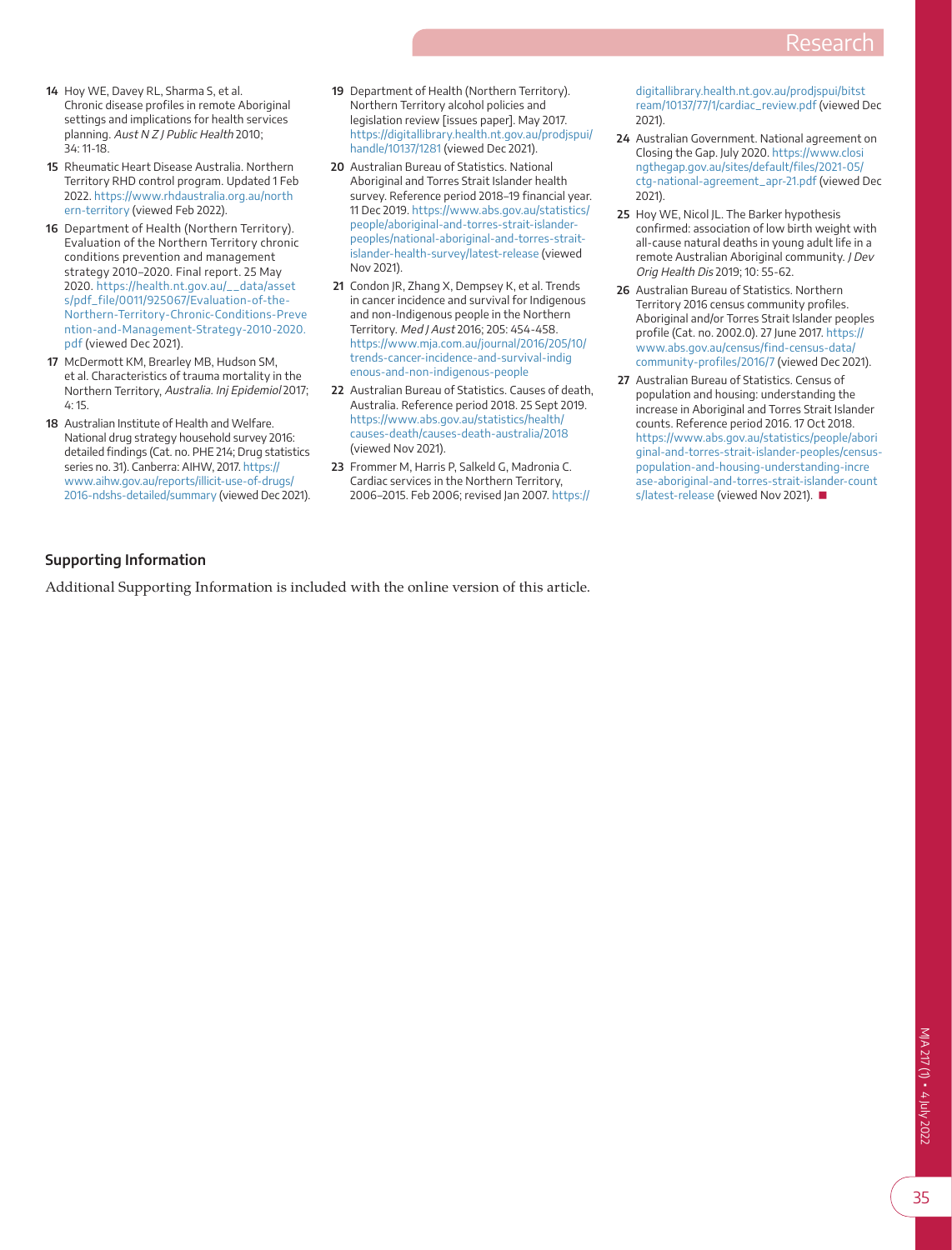14 Hoy WE, Davey RL, Sharma S, et al. Chronic disease profiles in remote Aboriginal settings and implications for health services planning. *Aust N Z J Public Health* 2010; 34: 11-18.

15 Rheumatic Heart Disease Australia. Northern Territory RHD control program. Updated 1 Feb 2022. https://www.rhdaustralia.org.au/northern-territory (viewed Feb 2022).

16 Department of Health (Northern Territory). Evaluation of the Northern Territory chronic conditions prevention and management strategy 2010–2020. Final report. 25 May 2020. https://health.nt.gov.au/__data/assets/pdf_file/0011/925067/Evaluation-of-the-Northern-Territory-Chronic-Conditions-Prevention-and-Management-Strategy-2010-2020.pdf (viewed Dec 2021).

17 McDermott KM, Brearley MB, Hudson SM, et al. Characteristics of trauma mortality in the Northern Territory, Australia. *Inj Epidemiol* 2017; 4: 15.

18 Australian Institute of Health and Welfare. National drug strategy household survey 2016: detailed findings (Cat. no. PHE 214; Drug statistics series no. 31). Canberra: AIHW, 2017. https://www.aihw.gov.au/reports/illicit-use-of-drugs/2016-ndshs-detailed/summary (viewed Dec 2021).

19 Department of Health (Northern Territory). Northern Territory alcohol policies and legislation review [issues paper]. May 2017. https://digitallibrary.health.nt.gov.au/prodjspui/handle/10137/1281 (viewed Dec 2021).

20 Australian Bureau of Statistics. National Aboriginal and Torres Strait Islander health survey. Reference period 2018–19 financial year. 11 Dec 2019. https://www.abs.gov.au/statistics/people/aboriginal-and-torres-strait-islander-peoples/national-aboriginal-and-torres-strait-islander-health-survey/latest-release (viewed Nov 2021).

21 Condon JR, Zhang X, Dempsey K, et al. Trends in cancer incidence and survival for Indigenous and non-Indigenous people in the Northern Territory. *Med J Aust* 2016; 205: 454-458. https://www.mja.com.au/journal/2016/205/10/trends-cancer-incidence-and-survival-indigenous-and-non-indigenous-people

22 Australian Bureau of Statistics. Causes of death, Australia. Reference period 2018. 25 Sept 2019. https://www.abs.gov.au/statistics/health/causes-death/causes-death-australia/2018 (viewed Nov 2021).

23 Frommer M, Harris P, Salkeld G, Madronia C. Cardiac services in the Northern Territory, 2006–2015. Feb 2006; revised Jan 2007. https://digitallibrary.health.nt.gov.au/prodjspui/bitstream/10137/77/1/cardiac_review.pdf (viewed Dec 2021).

24 Australian Government. National agreement on Closing the Gap. July 2020. https://www.closingthegap.gov.au/sites/default/files/2021-05/ctg-national-agreement_apr-21.pdf (viewed Dec 2021).

25 Hoy WE, Nicol JL. The Barker hypothesis confirmed: association of low birth weight with all-cause natural deaths in young adult life in a remote Australian Aboriginal community. *J Dev Orig Health Dis* 2019; 10: 55-62.

26 Australian Bureau of Statistics. Northern Territory 2016 census community profiles. Aboriginal and/or Torres Strait Islander peoples profile (Cat. no. 2002.0). 27 June 2017. https://www.abs.gov.au/census/find-census-data/community-profiles/2016/7 (viewed Dec 2021).

27 Australian Bureau of Statistics. Census of population and housing: understanding the increase in Aboriginal and Torres Strait Islander counts. Reference period 2016. 17 Oct 2018. https://www.abs.gov.au/statistics/people/aboriginal-and-torres-strait-islander-peoples/census-population-and-housing-understanding-increase-aboriginal-and-torres-strait-islander-counts/latest-release (viewed Nov 2021). ■

## Supporting Information

Additional Supporting Information is included with the online version of this article.